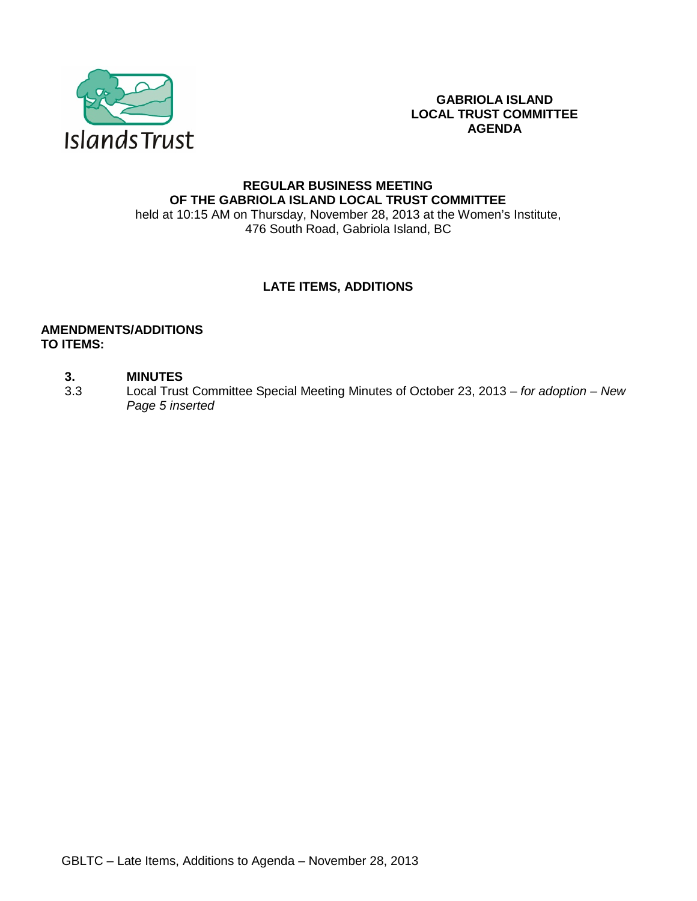Islands Trust

**GABRIOLA ISLAND LOCAL TRUST COMMITTEE AGENDA**

## REGULAR BUSINESS MEETING OF THE GABRIOLA ISLAND LOCAL TRUST COMMITTEE

held at 10:15 AM on Thursday, November 28, 2013 at the Women's Institute, 476 South Road, Gabriola Island, BC

## LATE ITEMS, ADDITIONS

**AMENDMENTS/ADDITIONS TO ITEMS:**

**3. MINUTES**

3.3 Local Trust Committee Special Meeting Minutes of October 23, 2013 – *for adoption – New Page 5 inserted*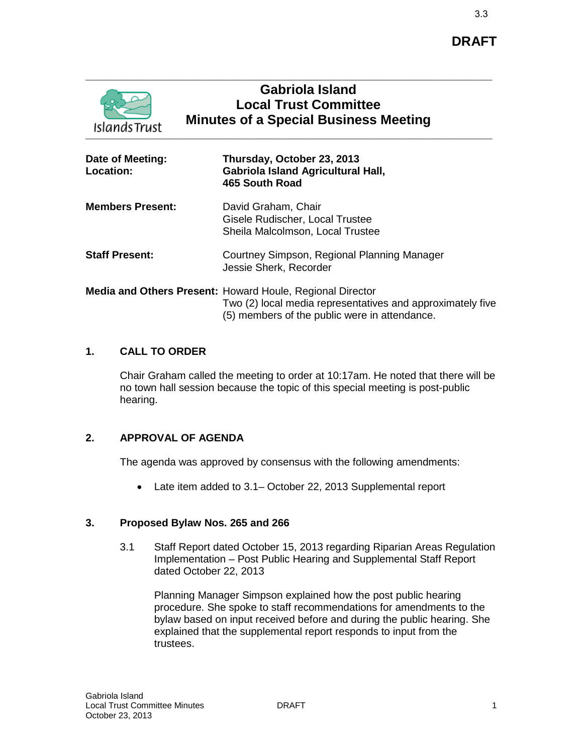3.3

**DRAFT**

# Gabriola Island
## Local Trust Committee
## Minutes of a Special Business Meeting

| | |
|---|---|
| **Date of Meeting:** | **Thursday, October 23, 2013** |
| **Location:** | **Gabriola Island Agricultural Hall, 465 South Road** |
| **Members Present:** | David Graham, Chair<br>Gisele Rudischer, Local Trustee<br>Sheila Malcolmson, Local Trustee |
| **Staff Present:** | Courtney Simpson, Regional Planning Manager<br>Jessie Sherk, Recorder |
| **Media and Others Present:** | Howard Houle, Regional Director<br>Two (2) local media representatives and approximately five (5) members of the public were in attendance. |

### 1. CALL TO ORDER

Chair Graham called the meeting to order at 10:17am. He noted that there will be no town hall session because the topic of this special meeting is post-public hearing.

### 2. APPROVAL OF AGENDA

The agenda was approved by consensus with the following amendments:

- Late item added to 3.1– October 22, 2013 Supplemental report

### 3. Proposed Bylaw Nos. 265 and 266

3.1 Staff Report dated October 15, 2013 regarding Riparian Areas Regulation Implementation – Post Public Hearing and Supplemental Staff Report dated October 22, 2013

Planning Manager Simpson explained how the post public hearing procedure. She spoke to staff recommendations for amendments to the bylaw based on input received before and during the public hearing. She explained that the supplemental report responds to input from the trustees.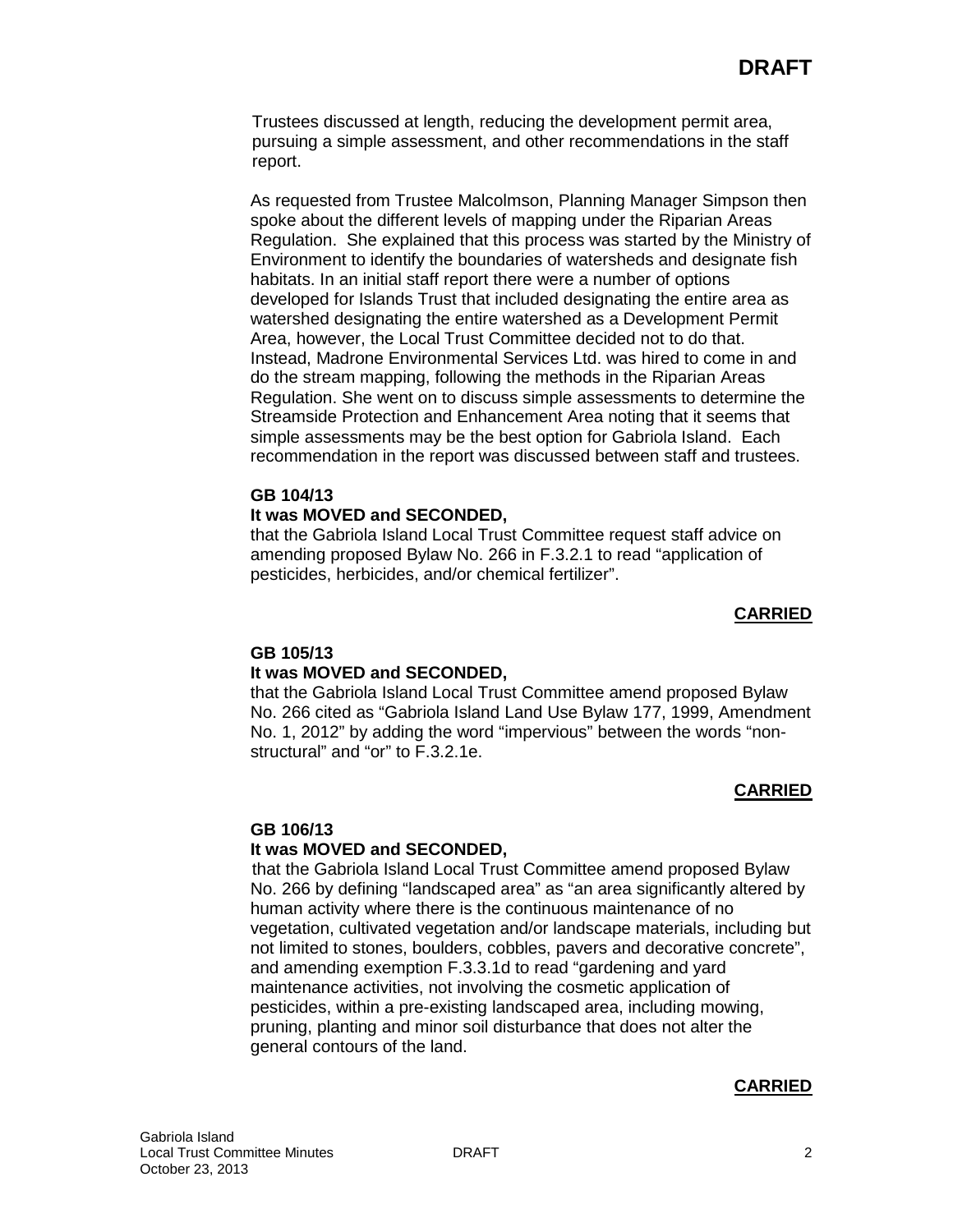Trustees discussed at length, reducing the development permit area, pursuing a simple assessment, and other recommendations in the staff report.

As requested from Trustee Malcolmson, Planning Manager Simpson then spoke about the different levels of mapping under the Riparian Areas Regulation. She explained that this process was started by the Ministry of Environment to identify the boundaries of watersheds and designate fish habitats. In an initial staff report there were a number of options developed for Islands Trust that included designating the entire area as watershed designating the entire watershed as a Development Permit Area, however, the Local Trust Committee decided not to do that. Instead, Madrone Environmental Services Ltd. was hired to come in and do the stream mapping, following the methods in the Riparian Areas Regulation. She went on to discuss simple assessments to determine the Streamside Protection and Enhancement Area noting that it seems that simple assessments may be the best option for Gabriola Island. Each recommendation in the report was discussed between staff and trustees.

**GB 104/13**
**It was MOVED and SECONDED,**
that the Gabriola Island Local Trust Committee request staff advice on amending proposed Bylaw No. 266 in F.3.2.1 to read "application of pesticides, herbicides, and/or chemical fertilizer".

**CARRIED**

**GB 105/13**
**It was MOVED and SECONDED,**
that the Gabriola Island Local Trust Committee amend proposed Bylaw No. 266 cited as "Gabriola Island Land Use Bylaw 177, 1999, Amendment No. 1, 2012" by adding the word "impervious" between the words "non-structural" and "or" to F.3.2.1e.

**CARRIED**

**GB 106/13**
**It was MOVED and SECONDED,**
that the Gabriola Island Local Trust Committee amend proposed Bylaw No. 266 by defining "landscaped area" as "an area significantly altered by human activity where there is the continuous maintenance of no vegetation, cultivated vegetation and/or landscape materials, including but not limited to stones, boulders, cobbles, pavers and decorative concrete", and amending exemption F.3.3.1d to read "gardening and yard maintenance activities, not involving the cosmetic application of pesticides, within a pre-existing landscaped area, including mowing, pruning, planting and minor soil disturbance that does not alter the general contours of the land.

**CARRIED**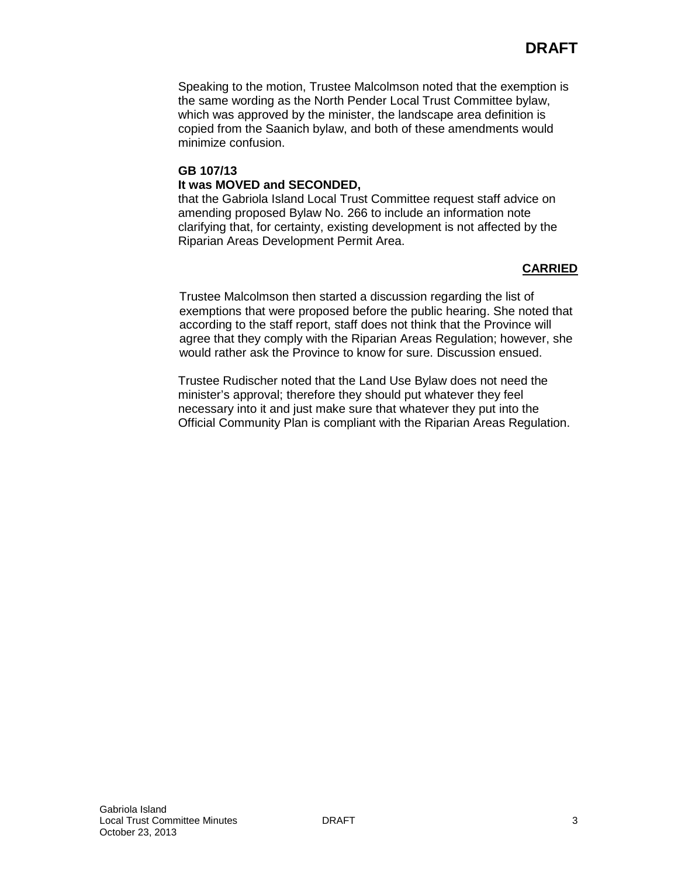Speaking to the motion, Trustee Malcolmson noted that the exemption is the same wording as the North Pender Local Trust Committee bylaw, which was approved by the minister, the landscape area definition is copied from the Saanich bylaw, and both of these amendments would minimize confusion.

**GB 107/13**
**It was MOVED and SECONDED,**
that the Gabriola Island Local Trust Committee request staff advice on amending proposed Bylaw No. 266 to include an information note clarifying that, for certainty, existing development is not affected by the Riparian Areas Development Permit Area.

**CARRIED**

Trustee Malcolmson then started a discussion regarding the list of exemptions that were proposed before the public hearing. She noted that according to the staff report, staff does not think that the Province will agree that they comply with the Riparian Areas Regulation; however, she would rather ask the Province to know for sure. Discussion ensued.

Trustee Rudischer noted that the Land Use Bylaw does not need the minister's approval; therefore they should put whatever they feel necessary into it and just make sure that whatever they put into the Official Community Plan is compliant with the Riparian Areas Regulation.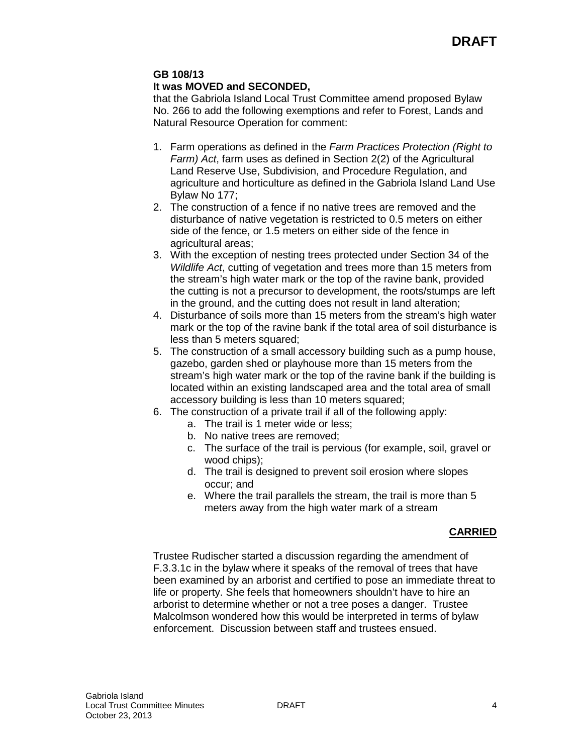**GB 108/13**
**It was MOVED and SECONDED,**
that the Gabriola Island Local Trust Committee amend proposed Bylaw No. 266 to add the following exemptions and refer to Forest, Lands and Natural Resource Operation for comment:

1. Farm operations as defined in the *Farm Practices Protection (Right to Farm) Act*, farm uses as defined in Section 2(2) of the Agricultural Land Reserve Use, Subdivision, and Procedure Regulation, and agriculture and horticulture as defined in the Gabriola Island Land Use Bylaw No 177;
2. The construction of a fence if no native trees are removed and the disturbance of native vegetation is restricted to 0.5 meters on either side of the fence, or 1.5 meters on either side of the fence in agricultural areas;
3. With the exception of nesting trees protected under Section 34 of the *Wildlife Act*, cutting of vegetation and trees more than 15 meters from the stream's high water mark or the top of the ravine bank, provided the cutting is not a precursor to development, the roots/stumps are left in the ground, and the cutting does not result in land alteration;
4. Disturbance of soils more than 15 meters from the stream's high water mark or the top of the ravine bank if the total area of soil disturbance is less than 5 meters squared;
5. The construction of a small accessory building such as a pump house, gazebo, garden shed or playhouse more than 15 meters from the stream's high water mark or the top of the ravine bank if the building is located within an existing landscaped area and the total area of small accessory building is less than 10 meters squared;
6. The construction of a private trail if all of the following apply:
    a. The trail is 1 meter wide or less;
    b. No native trees are removed;
    c. The surface of the trail is pervious (for example, soil, gravel or wood chips);
    d. The trail is designed to prevent soil erosion where slopes occur; and
    e. Where the trail parallels the stream, the trail is more than 5 meters away from the high water mark of a stream

**CARRIED**

Trustee Rudischer started a discussion regarding the amendment of F.3.3.1c in the bylaw where it speaks of the removal of trees that have been examined by an arborist and certified to pose an immediate threat to life or property. She feels that homeowners shouldn't have to hire an arborist to determine whether or not a tree poses a danger. Trustee Malcolmson wondered how this would be interpreted in terms of bylaw enforcement. Discussion between staff and trustees ensued.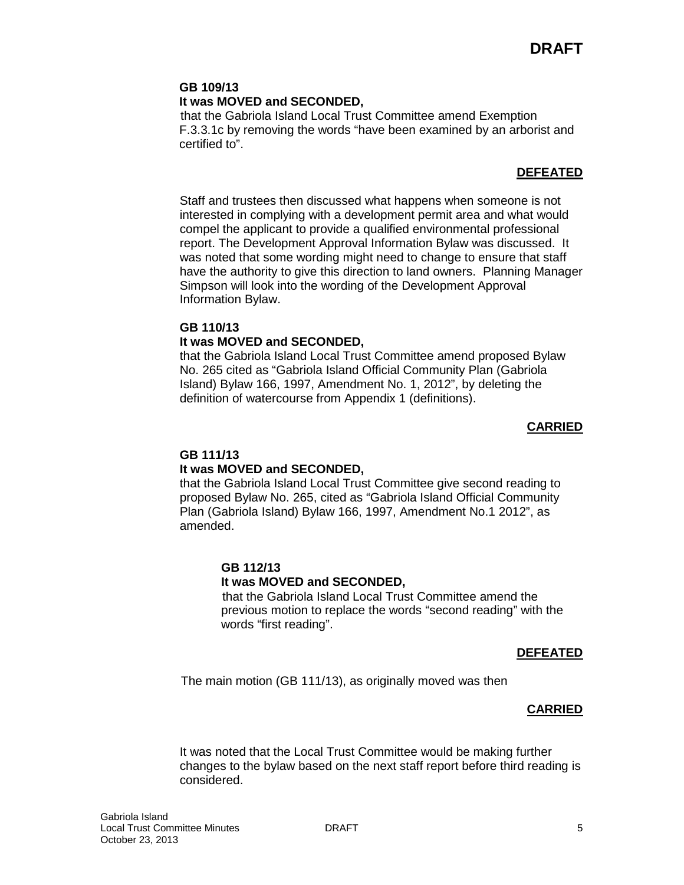**GB 109/13**
**It was MOVED and SECONDED,**
that the Gabriola Island Local Trust Committee amend Exemption F.3.3.1c by removing the words "have been examined by an arborist and certified to".

**DEFEATED**

Staff and trustees then discussed what happens when someone is not interested in complying with a development permit area and what would compel the applicant to provide a qualified environmental professional report. The Development Approval Information Bylaw was discussed. It was noted that some wording might need to change to ensure that staff have the authority to give this direction to land owners. Planning Manager Simpson will look into the wording of the Development Approval Information Bylaw.

**GB 110/13**
**It was MOVED and SECONDED,**
that the Gabriola Island Local Trust Committee amend proposed Bylaw No. 265 cited as "Gabriola Island Official Community Plan (Gabriola Island) Bylaw 166, 1997, Amendment No. 1, 2012", by deleting the definition of watercourse from Appendix 1 (definitions).

**CARRIED**

**GB 111/13**
**It was MOVED and SECONDED,**
that the Gabriola Island Local Trust Committee give second reading to proposed Bylaw No. 265, cited as "Gabriola Island Official Community Plan (Gabriola Island) Bylaw 166, 1997, Amendment No.1 2012", as amended.

**GB 112/13**
**It was MOVED and SECONDED,**
that the Gabriola Island Local Trust Committee amend the previous motion to replace the words "second reading" with the words "first reading".

**DEFEATED**

The main motion (GB 111/13), as originally moved was then

**CARRIED**

It was noted that the Local Trust Committee would be making further changes to the bylaw based on the next staff report before third reading is considered.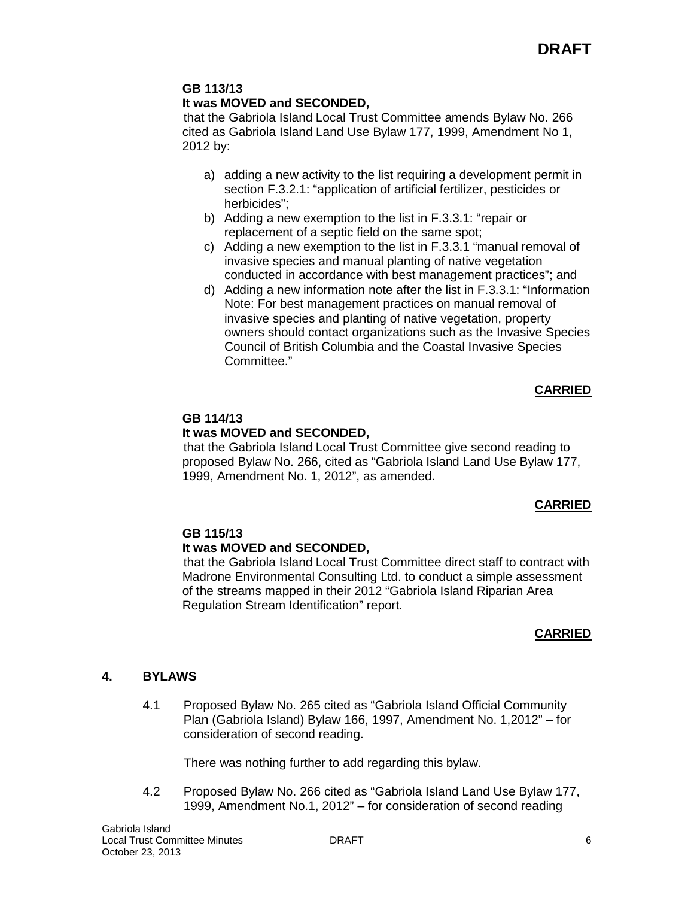**DRAFT**

**GB 113/13**
**It was MOVED and SECONDED,**
that the Gabriola Island Local Trust Committee amends Bylaw No. 266 cited as Gabriola Island Land Use Bylaw 177, 1999, Amendment No 1, 2012 by:

a) adding a new activity to the list requiring a development permit in section F.3.2.1: "application of artificial fertilizer, pesticides or herbicides";
b) Adding a new exemption to the list in F.3.3.1: "repair or replacement of a septic field on the same spot;
c) Adding a new exemption to the list in F.3.3.1 "manual removal of invasive species and manual planting of native vegetation conducted in accordance with best management practices"; and
d) Adding a new information note after the list in F.3.3.1: "Information Note: For best management practices on manual removal of invasive species and planting of native vegetation, property owners should contact organizations such as the Invasive Species Council of British Columbia and the Coastal Invasive Species Committee."

**CARRIED**

**GB 114/13**
**It was MOVED and SECONDED,**
that the Gabriola Island Local Trust Committee give second reading to proposed Bylaw No. 266, cited as "Gabriola Island Land Use Bylaw 177, 1999, Amendment No. 1, 2012", as amended.

**CARRIED**

**GB 115/13**
**It was MOVED and SECONDED,**
that the Gabriola Island Local Trust Committee direct staff to contract with Madrone Environmental Consulting Ltd. to conduct a simple assessment of the streams mapped in their 2012 "Gabriola Island Riparian Area Regulation Stream Identification" report.

**CARRIED**

## 4. BYLAWS

4.1 Proposed Bylaw No. 265 cited as "Gabriola Island Official Community Plan (Gabriola Island) Bylaw 166, 1997, Amendment No. 1,2012" – for consideration of second reading.

There was nothing further to add regarding this bylaw.

4.2 Proposed Bylaw No. 266 cited as "Gabriola Island Land Use Bylaw 177, 1999, Amendment No.1, 2012" – for consideration of second reading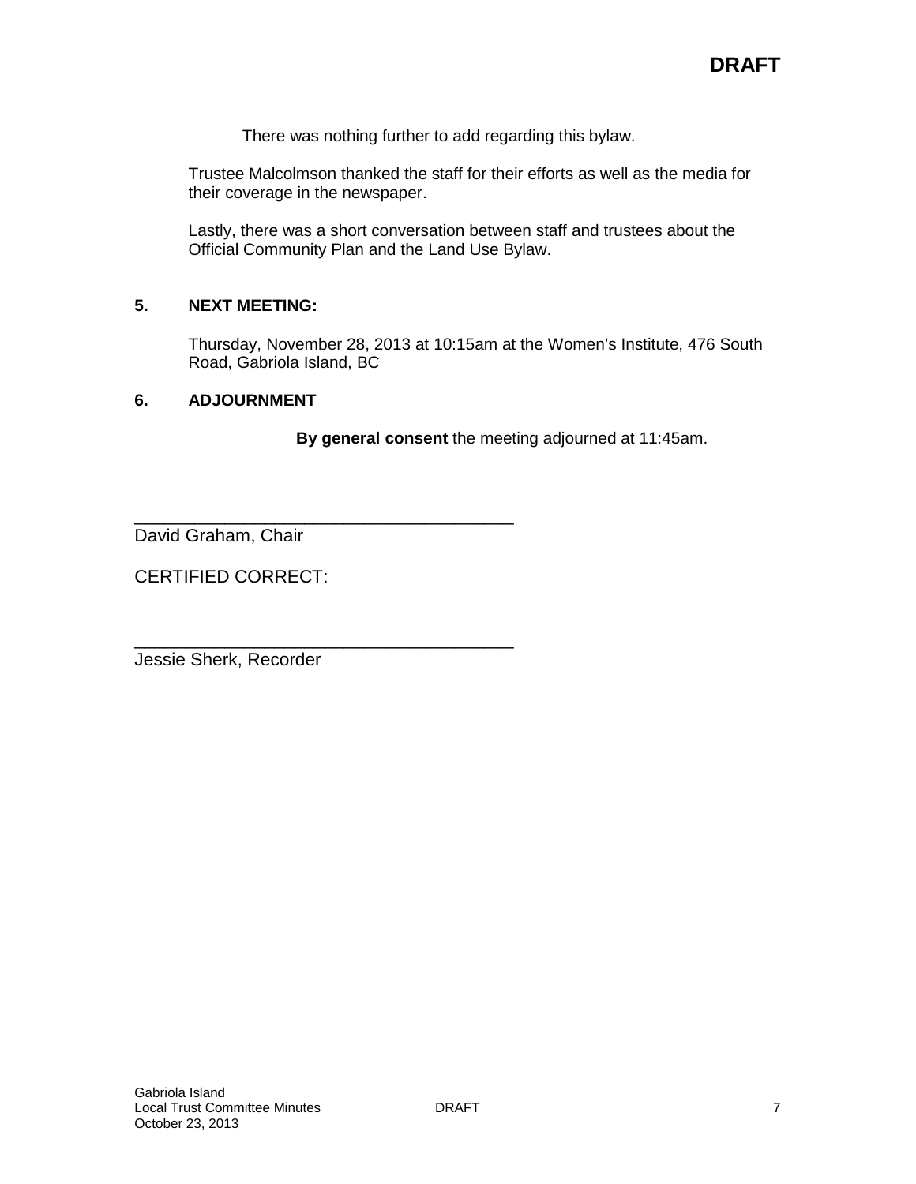**DRAFT**

There was nothing further to add regarding this bylaw.

Trustee Malcolmson thanked the staff for their efforts as well as the media for their coverage in the newspaper.

Lastly, there was a short conversation between staff and trustees about the Official Community Plan and the Land Use Bylaw.

## 5. NEXT MEETING:

Thursday, November 28, 2013 at 10:15am at the Women's Institute, 476 South Road, Gabriola Island, BC

## 6. ADJOURNMENT

**By general consent** the meeting adjourned at 11:45am.

_______________________________________
David Graham, Chair

CERTIFIED CORRECT:

_______________________________________
Jessie Sherk, Recorder